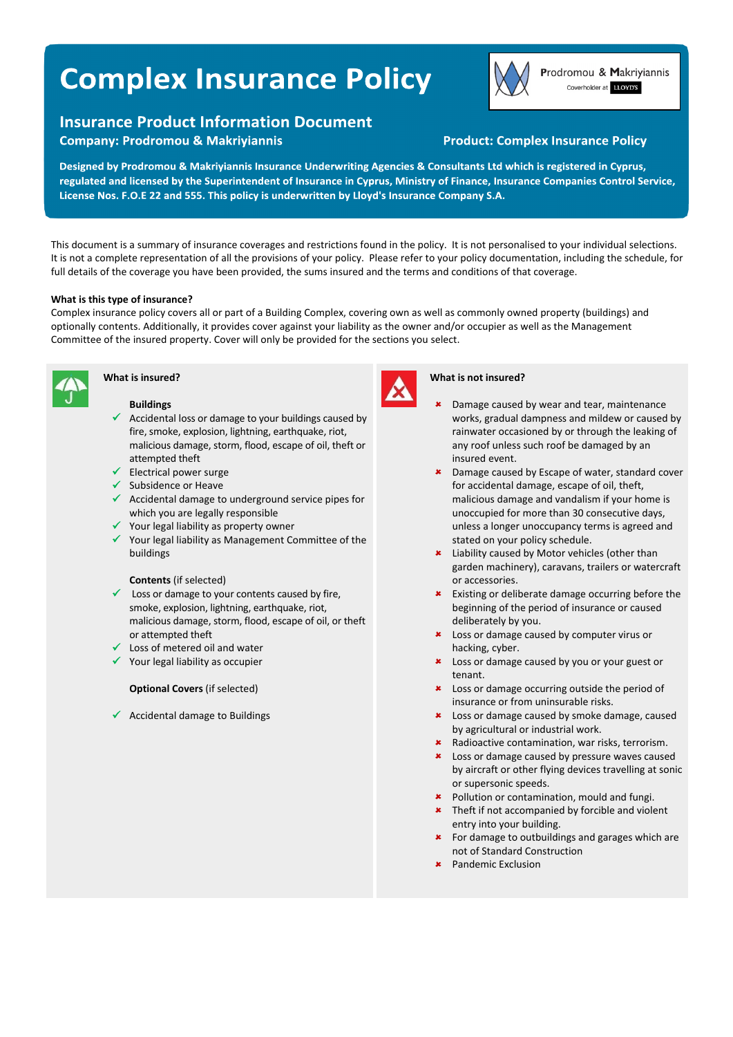# Complex Insurance Policy

## Insurance Product Information Document

**Company: Prodromou & Makriyiannis** **Product: Complex Insurance Policy**

**Designed by Prodromou & Makriyiannis Insurance Underwriting Agencies & Consultants Ltd which is registered in Cyprus, regulated and licensed by the Superintendent of Insurance in Cyprus, Ministry of Finance, Insurance Companies Control Service, License Nos. F.O.E 22 and 555. This policy is underwritten by Lloyd's Insurance Company S.A.**

This document is a summary of insurance coverages and restrictions found in the policy. It is not personalised to your individual selections. It is not a complete representation of all the provisions of your policy. Please refer to your policy documentation, including the schedule, for full details of the coverage you have been provided, the sums insured and the terms and conditions of that coverage.

**What is this type of insurance?**

Complex insurance policy covers all or part of a Building Complex, covering own as well as commonly owned property (buildings) and optionally contents. Additionally, it provides cover against your liability as the owner and/or occupier as well as the Management Committee of the insured property. Cover will only be provided for the sections you select.

### What is insured?

**Buildings**

- ✓ Accidental loss or damage to your buildings caused by fire, smoke, explosion, lightning, earthquake, riot, malicious damage, storm, flood, escape of oil, theft or attempted theft
- ✓ Electrical power surge
- ✓ Subsidence or Heave
- ✓ Accidental damage to underground service pipes for which you are legally responsible
- ✓ Your legal liability as property owner
- ✓ Your legal liability as Management Committee of the buildings

**Contents** (if selected)

- ✓ Loss or damage to your contents caused by fire, smoke, explosion, lightning, earthquake, riot, malicious damage, storm, flood, escape of oil, or theft or attempted theft
- ✓ Loss of metered oil and water
- ✓ Your legal liability as occupier

**Optional Covers** (if selected)

- ✓ Accidental damage to Buildings

### What is not insured?

- ✗ Damage caused by wear and tear, maintenance works, gradual dampness and mildew or caused by rainwater occasioned by or through the leaking of any roof unless such roof be damaged by an insured event.
- ✗ Damage caused by Escape of water, standard cover for accidental damage, escape of oil, theft, malicious damage and vandalism if your home is unoccupied for more than 30 consecutive days, unless a longer unoccupancy terms is agreed and stated on your policy schedule.
- ✗ Liability caused by Motor vehicles (other than garden machinery), caravans, trailers or watercraft or accessories.
- ✗ Existing or deliberate damage occurring before the beginning of the period of insurance or caused deliberately by you.
- ✗ Loss or damage caused by computer virus or hacking, cyber.
- ✗ Loss or damage caused by you or your guest or tenant.
- ✗ Loss or damage occurring outside the period of insurance or from uninsurable risks.
- ✗ Loss or damage caused by smoke damage, caused by agricultural or industrial work.
- ✗ Radioactive contamination, war risks, terrorism.
- ✗ Loss or damage caused by pressure waves caused by aircraft or other flying devices travelling at sonic or supersonic speeds.
- ✗ Pollution or contamination, mould and fungi.
- ✗ Theft if not accompanied by forcible and violent entry into your building.
- ✗ For damage to outbuildings and garages which are not of Standard Construction
- ✗ Pandemic Exclusion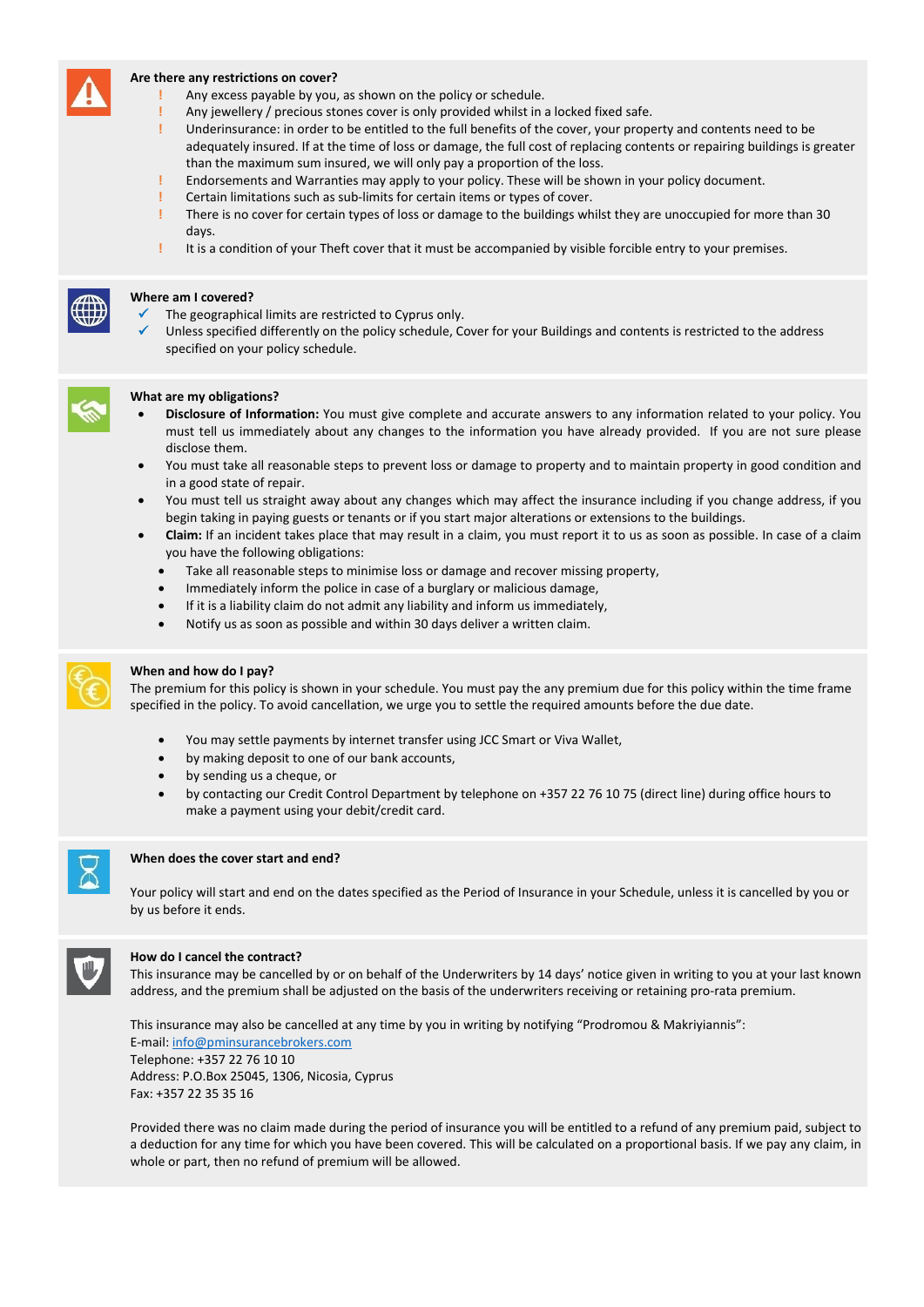### Are there any restrictions on cover?

- ! Any excess payable by you, as shown on the policy or schedule.
- ! Any jewellery / precious stones cover is only provided whilst in a locked fixed safe.
- ! Underinsurance: in order to be entitled to the full benefits of the cover, your property and contents need to be adequately insured. If at the time of loss or damage, the full cost of replacing contents or repairing buildings is greater than the maximum sum insured, we will only pay a proportion of the loss.
- ! Endorsements and Warranties may apply to your policy. These will be shown in your policy document.
- ! Certain limitations such as sub-limits for certain items or types of cover.
- ! There is no cover for certain types of loss or damage to the buildings whilst they are unoccupied for more than 30 days.
- ! It is a condition of your Theft cover that it must be accompanied by visible forcible entry to your premises.

### Where am I covered?

- ✓ The geographical limits are restricted to Cyprus only.
- ✓ Unless specified differently on the policy schedule, Cover for your Buildings and contents is restricted to the address specified on your policy schedule.

### What are my obligations?

- **Disclosure of Information:** You must give complete and accurate answers to any information related to your policy. You must tell us immediately about any changes to the information you have already provided. If you are not sure please disclose them.
- You must take all reasonable steps to prevent loss or damage to property and to maintain property in good condition and in a good state of repair.
- You must tell us straight away about any changes which may affect the insurance including if you change address, if you begin taking in paying guests or tenants or if you start major alterations or extensions to the buildings.
- **Claim:** If an incident takes place that may result in a claim, you must report it to us as soon as possible. In case of a claim you have the following obligations:
  - Take all reasonable steps to minimise loss or damage and recover missing property,
  - Immediately inform the police in case of a burglary or malicious damage,
  - If it is a liability claim do not admit any liability and inform us immediately,
  - Notify us as soon as possible and within 30 days deliver a written claim.

### When and how do I pay?

The premium for this policy is shown in your schedule. You must pay the any premium due for this policy within the time frame specified in the policy. To avoid cancellation, we urge you to settle the required amounts before the due date.

- You may settle payments by internet transfer using JCC Smart or Viva Wallet,
- by making deposit to one of our bank accounts,
- by sending us a cheque, or
- by contacting our Credit Control Department by telephone on +357 22 76 10 75 (direct line) during office hours to make a payment using your debit/credit card.

### When does the cover start and end?

Your policy will start and end on the dates specified as the Period of Insurance in your Schedule, unless it is cancelled by you or by us before it ends.

### How do I cancel the contract?

This insurance may be cancelled by or on behalf of the Underwriters by 14 days' notice given in writing to you at your last known address, and the premium shall be adjusted on the basis of the underwriters receiving or retaining pro-rata premium.

This insurance may also be cancelled at any time by you in writing by notifying "Prodromou & Makriyiannis":
E-mail: info@pminsurancebrokers.com
Telephone: +357 22 76 10 10
Address: P.O.Box 25045, 1306, Nicosia, Cyprus
Fax: +357 22 35 35 16

Provided there was no claim made during the period of insurance you will be entitled to a refund of any premium paid, subject to a deduction for any time for which you have been covered. This will be calculated on a proportional basis. If we pay any claim, in whole or part, then no refund of premium will be allowed.